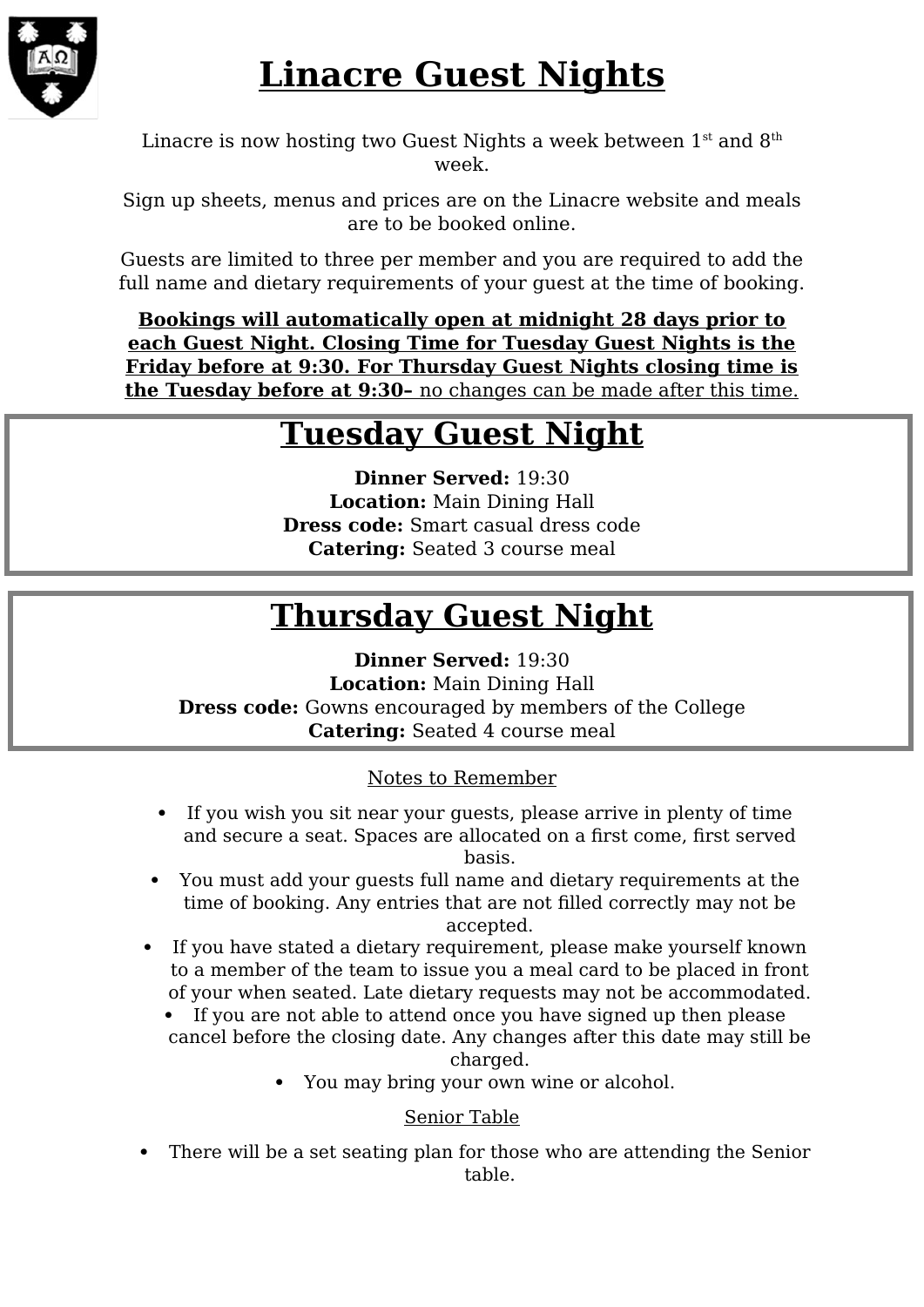# Linacre Guest Nights

Linacre is now hosting two Guest Nights a week between 1st and 8th week.

Sign up sheets, menus and prices are on the Linacre website and meals are to be booked online.

Guests are limited to three per member and you are required to add the full name and dietary requirements of your guest at the time of booking.

**Bookings will automatically open at midnight 28 days prior to each Guest Night. Closing Time for Tuesday Guest Nights is the Friday before at 9:30. For Thursday Guest Nights closing time is the Tuesday before at 9:30–** no changes can be made after this time.

## Tuesday Guest Night

**Dinner Served:** 19:30
**Location:** Main Dining Hall
**Dress code:** Smart casual dress code
**Catering:** Seated 3 course meal

## Thursday Guest Night

**Dinner Served:** 19:30
**Location:** Main Dining Hall
**Dress code:** Gowns encouraged by members of the College
**Catering:** Seated 4 course meal

Notes to Remember

- If you wish you sit near your guests, please arrive in plenty of time and secure a seat. Spaces are allocated on a first come, first served basis.
- You must add your guests full name and dietary requirements at the time of booking. Any entries that are not filled correctly may not be accepted.
- If you have stated a dietary requirement, please make yourself known to a member of the team to issue you a meal card to be placed in front of your when seated. Late dietary requests may not be accommodated.
- If you are not able to attend once you have signed up then please cancel before the closing date. Any changes after this date may still be charged.
- You may bring your own wine or alcohol.

Senior Table

- There will be a set seating plan for those who are attending the Senior table.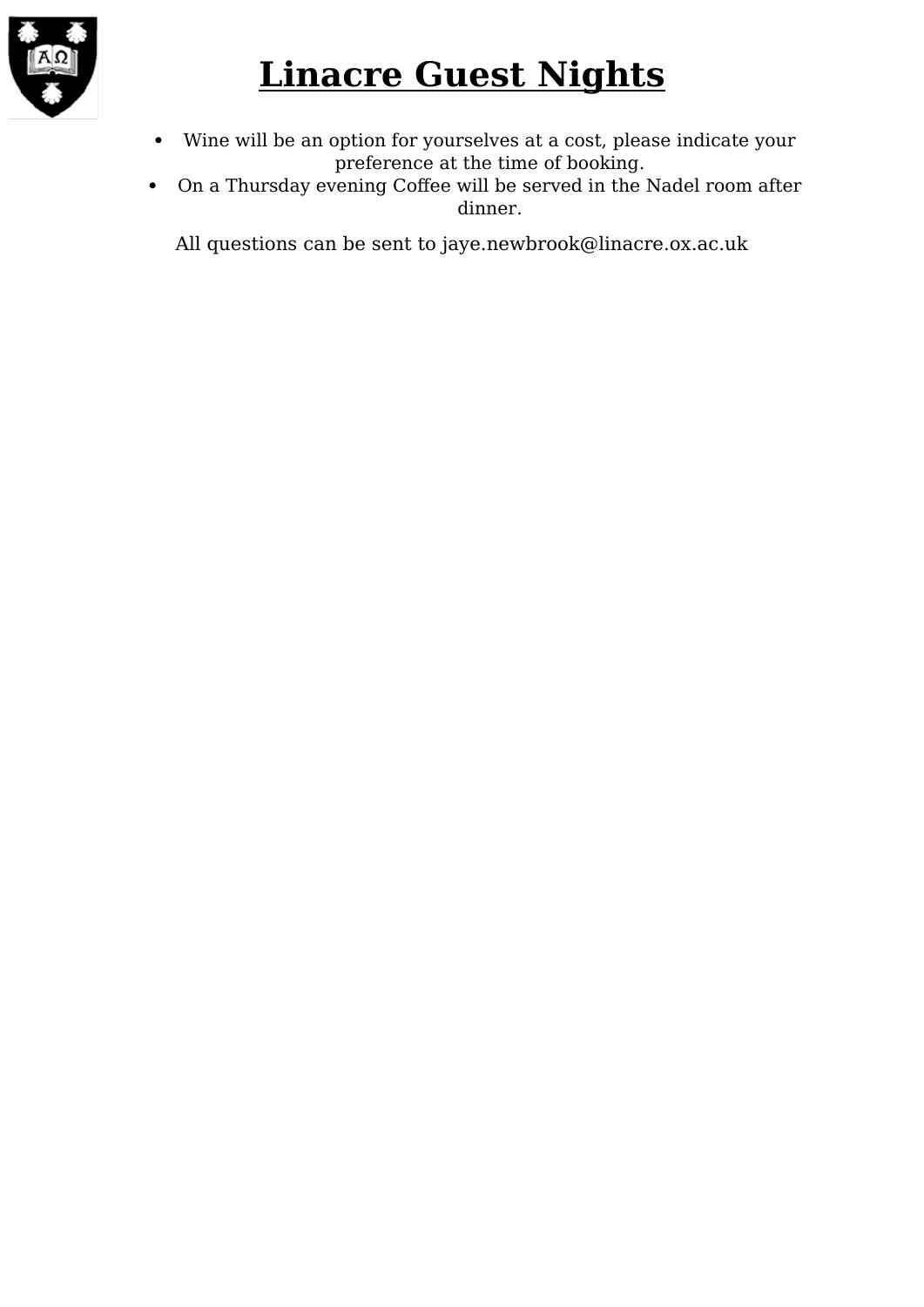# Linacre Guest Nights

- Wine will be an option for yourselves at a cost, please indicate your preference at the time of booking.
- On a Thursday evening Coffee will be served in the Nadel room after dinner.

All questions can be sent to jaye.newbrook@linacre.ox.ac.uk